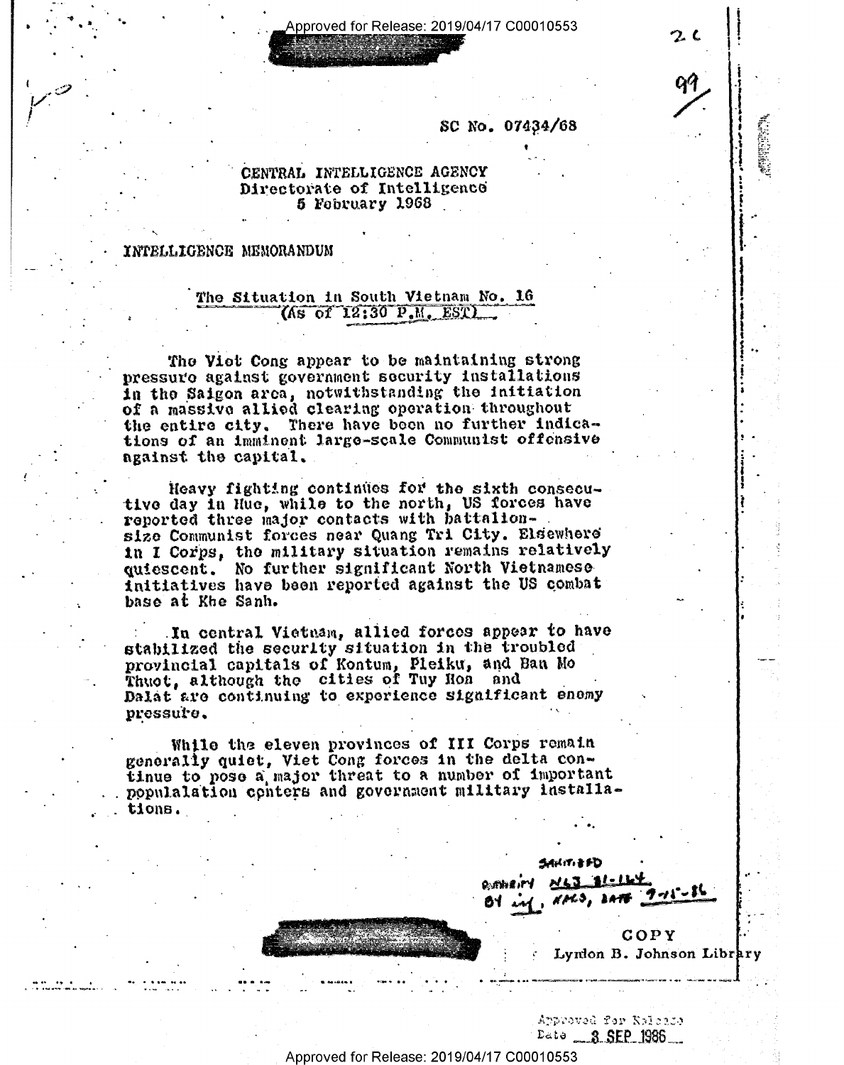SC No. 07434/68

CENTRAL INTELLIGENCE AGENCY
Directorate of Intelligence
5 February 1968

INTELLIGENCE MEMORANDUM

## The Situation in South Vietnam No. 16
(As of 12:30 P.M. EST)

The Viet Cong appear to be maintaining strong pressure against government security installations in the Saigon area, notwithstanding the initiation of a massive allied clearing operation throughout the entire city. There have been no further indications of an imminent large-scale Communist offensive against the capital.

Heavy fighting continues for the sixth consecutive day in Hue, while to the north, US forces have reported three major contacts with battalion-size Communist forces near Quang Tri City. Elsewhere in I Corps, the military situation remains relatively quiescent. No further significant North Vietnamese initiatives have been reported against the US combat base at Khe Sanh.

In central Vietnam, allied forces appear to have stabilized the security situation in the troubled provincial capitals of Kontum, Pleiku, and Ban Me Thuot, although the cities of Tuy Hoa and Dalat are continuing to experience significant enemy pressure.

While the eleven provinces of III Corps remain generally quiet, Viet Cong forces in the delta continue to pose a major threat to a number of important populalation centers and government military installations.

SANITIZED
Authority NLJ 81-164
By ing, NARS, Date 9-15-86

COPY
Lyndon B. Johnson Library

Approved For Release
Date 8 SEP 1986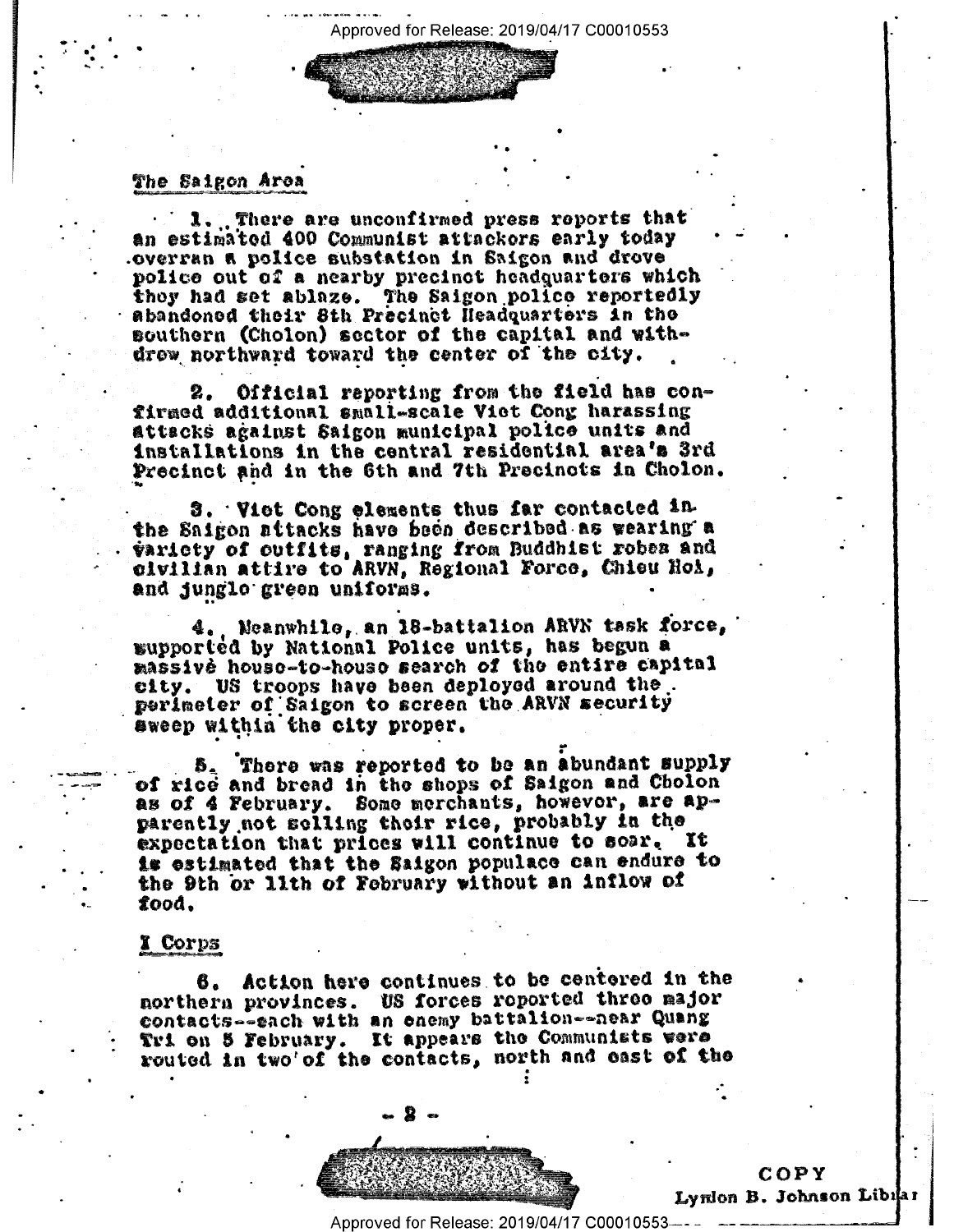## The Saigon Area

1. There are unconfirmed press reports that an estimated 400 Communist attackers early today overran a police substation in Saigon and drove police out of a nearby precinct headquarters which they had set ablaze. The Saigon police reportedly abandoned their 8th Precinct Headquarters in the southern (Cholon) sector of the capital and withdrew northward toward the center of the city.

2. Official reporting from the field has confirmed additional small-scale Viet Cong harassing attacks against Saigon municipal police units and installations in the central residential area's 3rd Precinct and in the 6th and 7th Precincts in Cholon.

3. Viet Cong elements thus far contacted in the Saigon attacks have been described as wearing a variety of outfits, ranging from Buddhist robes and civilian attire to ARVN, Regional Force, Chieu Hoi, and jungle green uniforms.

4. Meanwhile, an 18-battalion ARVN task force, supported by National Police units, has begun a massive house-to-house search of the entire capital city. US troops have been deployed around the perimeter of Saigon to screen the ARVN security sweep within the city proper.

5. There was reported to be an abundant supply of rice and bread in the shops of Saigon and Cholon as of 4 February. Some merchants, however, are apparently not selling their rice, probably in the expectation that prices will continue to soar. It is estimated that the Saigon populace can endure to the 9th or 11th of February without an inflow of food.

## I Corps

6. Action here continues to be centered in the northern provinces. US forces reported three major contacts--each with an enemy battalion--near Quang Tri on 5 February. It appears the Communists were routed in two of the contacts, north and east of the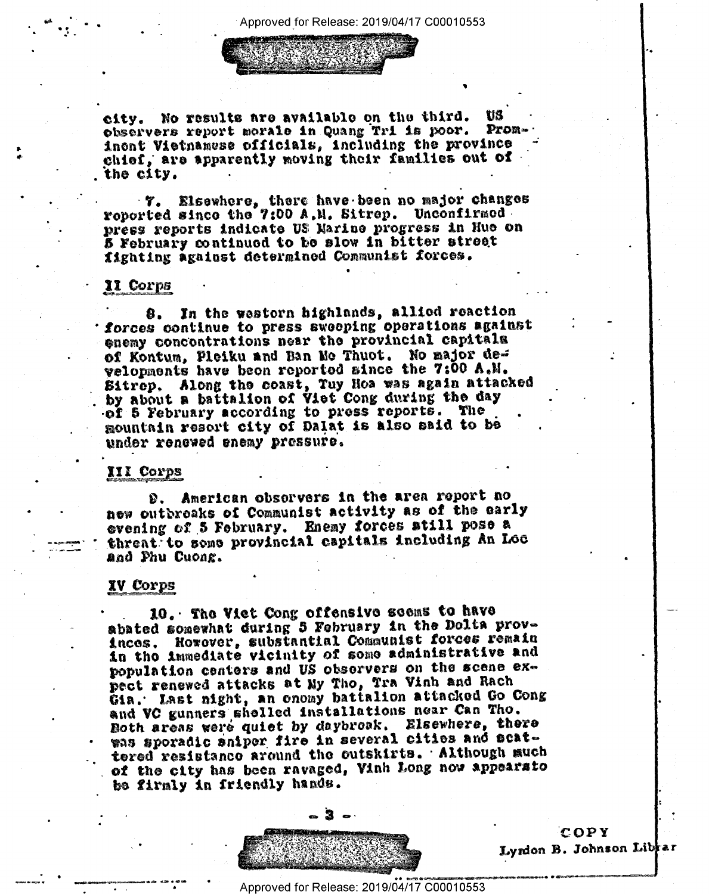city. No results are available on the third. US observers report morale in Quang Tri is poor. Prominent Vietnamese officials, including the province chief, are apparently moving their families out of the city.

7. Elsewhere, there have been no major changes reported since the 7:00 A.M. Sitrep. Unconfirmed press reports indicate US Marine progress in Hue on 5 February continued to be slow in bitter street fighting against determined Communist forces.

## II Corps

8. In the western highlands, allied reaction forces continue to press sweeping operations against enemy concentrations near the provincial capitals of Kontum, Pleiku and Ban Me Thuot. No major developments have been reported since the 7:00 A.M. Sitrep. Along the coast, Tuy Hoa was again attacked by about a battalion of Viet Cong during the day of 5 February according to press reports. The mountain resort city of Dalat is also said to be under renewed enemy pressure.

## III Corps

9. American observers in the area report no new outbreaks of Communist activity as of the early evening of 5 February. Enemy forces still pose a threat to some provincial capitals including An Loc and Phu Cuong.

## IV Corps

10. The Viet Cong offensive seems to have abated somewhat during 5 February in the Delta provinces. However, substantial Communist forces remain in the immediate vicinity of some administrative and population centers and US observers on the scene expect renewed attacks at My Tho, Tra Vinh and Rach Gia. Last night, an enemy battalion attacked Go Cong and VC gunners shelled installations near Can Tho. Both areas were quiet by daybreak. Elsewhere, there was sporadic sniper fire in several cities and scattered resistance around the outskirts. Although much of the city has been ravaged, Vinh Long now appearsto be firmly in friendly hands.

COPY
Lyndon B. Johnson Library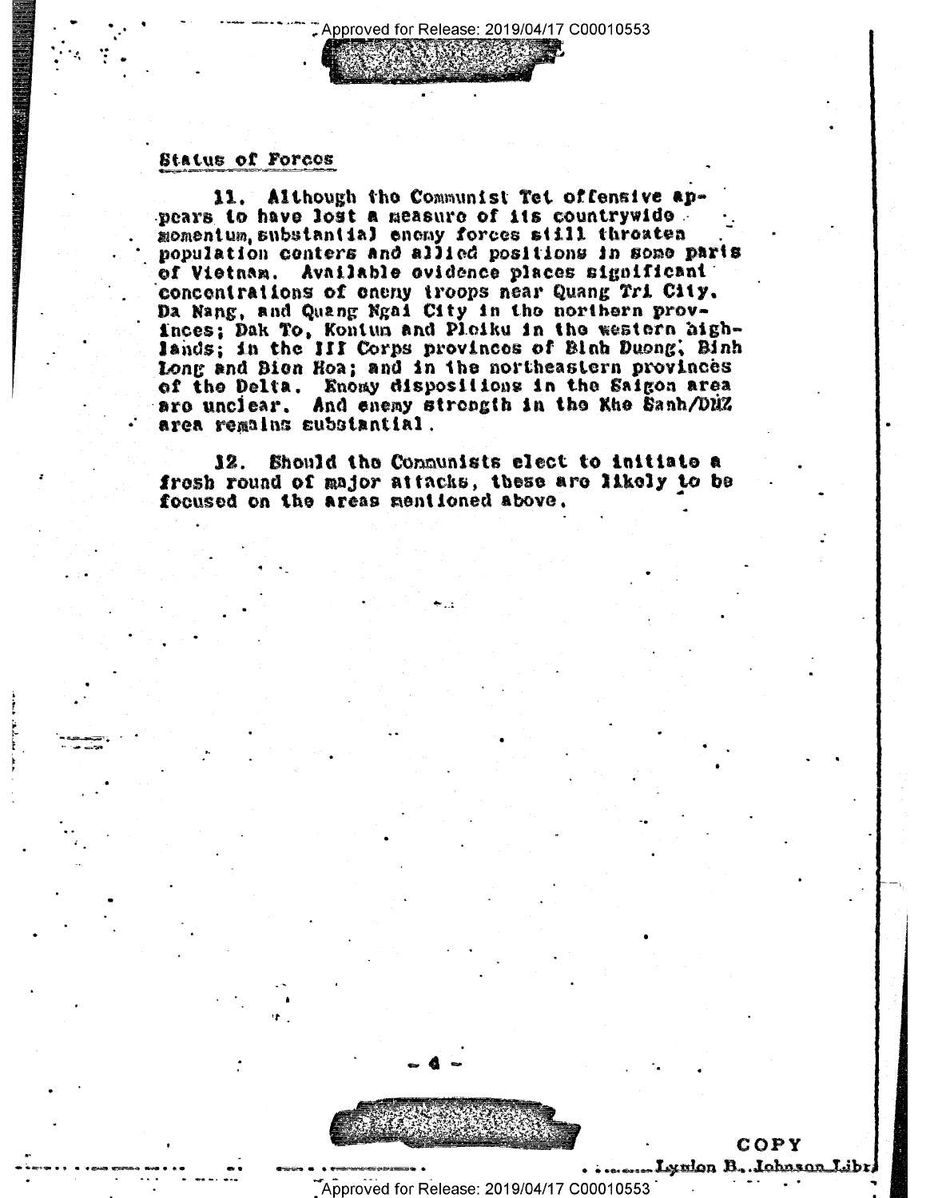## Status of Forces

11. Although the Communist Tet offensive appears to have lost a measure of its countrywide momentum, substantial enemy forces still threaten population centers and allied positions in some parts of Vietnam. Available evidence places significant concentrations of enemy troops near Quang Tri City, Da Nang, and Quang Ngai City in the northern provinces; Dak To, Kontum and Pleiku in the western highlands; in the III Corps provinces of Binh Duong, Binh Long and Bien Hoa; and in the northeastern provinces of the Delta. Enemy dispositions in the Saigon area are unclear. And enemy strength in the Khe Sanh/DMZ area remains substantial.

12. Should the Communists elect to initiate a fresh round of major attacks, these are likely to be focused on the areas mentioned above.

COPY

Lyndon B. Johnson Libr